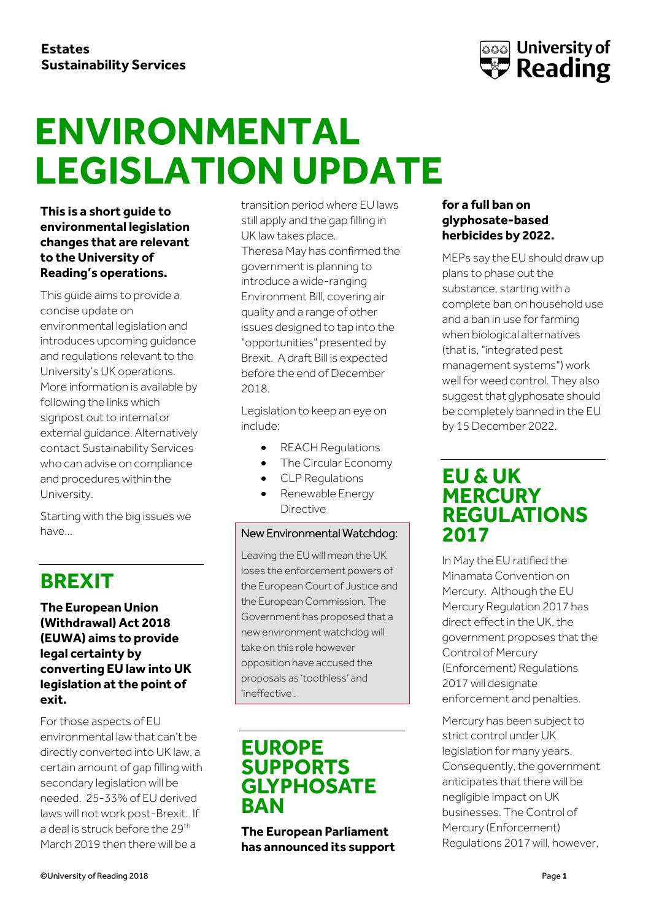**Estates**
**Sustainability Services**

# ENVIRONMENTAL LEGISLATION UPDATE

**This is a short guide to environmental legislation changes that are relevant to the University of Reading's operations.**

This guide aims to provide a concise update on environmental legislation and introduces upcoming guidance and regulations relevant to the University's UK operations. More information is available by following the links which signpost out to internal or external guidance. Alternatively contact Sustainability Services who can advise on compliance and procedures within the University.

Starting with the big issues we have…

## BREXIT

**The European Union (Withdrawal) Act 2018 (EUWA) aims to provide legal certainty by converting EU law into UK legislation at the point of exit.**

For those aspects of EU environmental law that can't be directly converted into UK law, a certain amount of gap filling with secondary legislation will be needed. 25-33% of EU derived laws will not work post-Brexit. If a deal is struck before the 29th March 2019 then there will be a transition period where EU laws still apply and the gap filling in UK law takes place.
Theresa May has confirmed the government is planning to introduce a wide-ranging Environment Bill, covering air quality and a range of other issues designed to tap into the "opportunities" presented by Brexit. A draft Bill is expected before the end of December 2018.

Legislation to keep an eye on include:

- REACH Regulations
- The Circular Economy
- CLP Regulations
- Renewable Energy Directive

**New Environmental Watchdog:**

Leaving the EU will mean the UK loses the enforcement powers of the European Court of Justice and the European Commission. The Government has proposed that a new environment watchdog will take on this role however opposition have accused the proposals as 'toothless' and 'ineffective'.

## EUROPE SUPPORTS GLYPHOSATE BAN

**The European Parliament has announced its support for a full ban on glyphosate-based herbicides by 2022.**

MEPs say the EU should draw up plans to phase out the substance, starting with a complete ban on household use and a ban in use for farming when biological alternatives (that is, "integrated pest management systems") work well for weed control. They also suggest that glyphosate should be completely banned in the EU by 15 December 2022.

## EU & UK MERCURY REGULATIONS 2017

In May the EU ratified the Minamata Convention on Mercury. Although the EU Mercury Regulation 2017 has direct effect in the UK, the government proposes that the Control of Mercury (Enforcement) Regulations 2017 will designate enforcement and penalties.

Mercury has been subject to strict control under UK legislation for many years. Consequently, the government anticipates that there will be negligible impact on UK businesses. The Control of Mercury (Enforcement) Regulations 2017 will, however,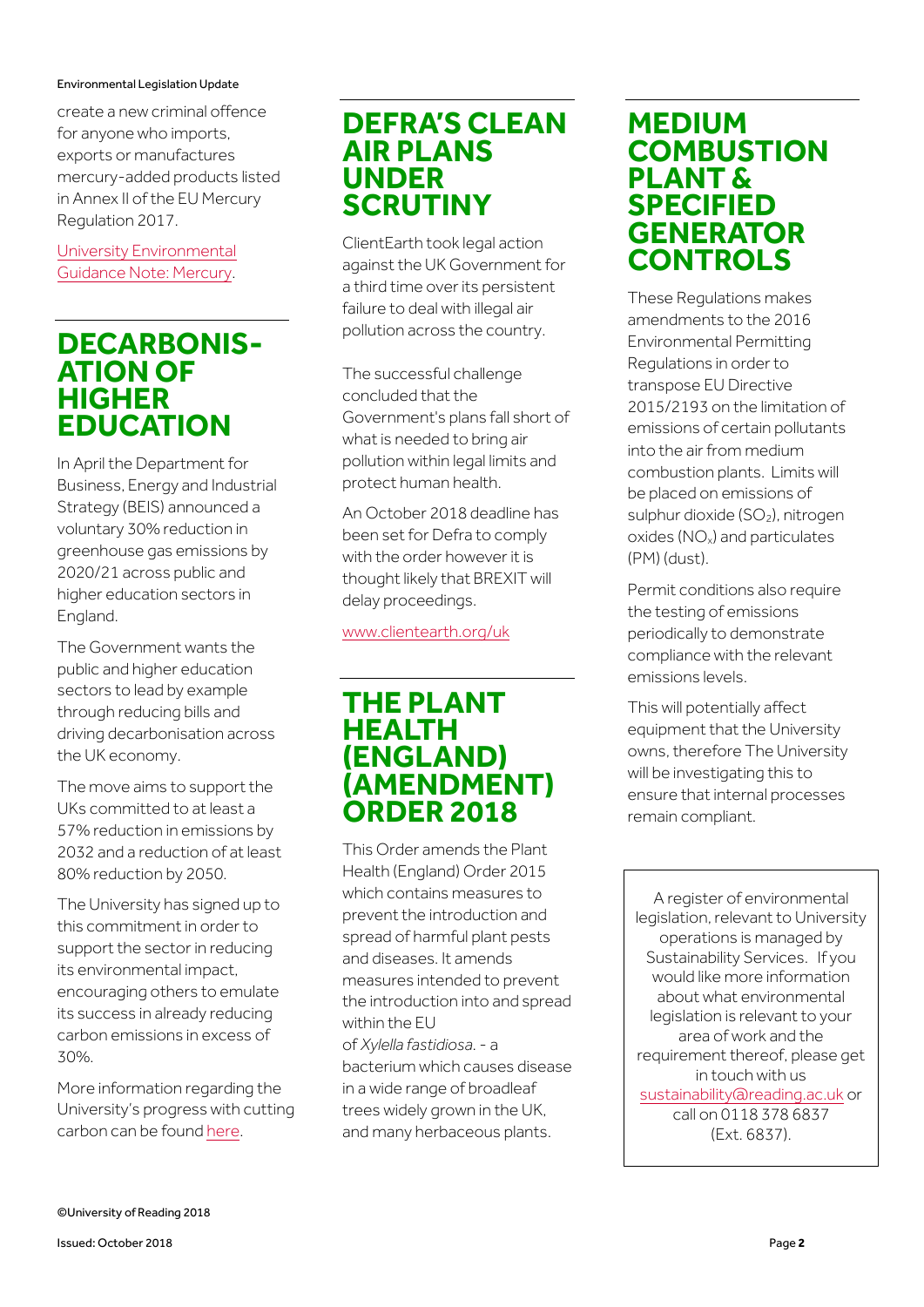create a new criminal offence for anyone who imports, exports or manufactures mercury-added products listed in Annex II of the EU Mercury Regulation 2017.

University Environmental Guidance Note: Mercury.

## DECARBONISATION OF HIGHER EDUCATION

In April the Department for Business, Energy and Industrial Strategy (BEIS) announced a voluntary 30% reduction in greenhouse gas emissions by 2020/21 across public and higher education sectors in England.

The Government wants the public and higher education sectors to lead by example through reducing bills and driving decarbonisation across the UK economy.

The move aims to support the UKs committed to at least a 57% reduction in emissions by 2032 and a reduction of at least 80% reduction by 2050.

The University has signed up to this commitment in order to support the sector in reducing its environmental impact, encouraging others to emulate its success in already reducing carbon emissions in excess of 30%.

More information regarding the University's progress with cutting carbon can be found here.

## DEFRA'S CLEAN AIR PLANS UNDER SCRUTINY

ClientEarth took legal action against the UK Government for a third time over its persistent failure to deal with illegal air pollution across the country.

The successful challenge concluded that the Government's plans fall short of what is needed to bring air pollution within legal limits and protect human health.

An October 2018 deadline has been set for Defra to comply with the order however it is thought likely that BREXIT will delay proceedings.

www.clientearth.org/uk

## THE PLANT HEALTH (ENGLAND) (AMENDMENT) ORDER 2018

This Order amends the Plant Health (England) Order 2015 which contains measures to prevent the introduction and spread of harmful plant pests and diseases. It amends measures intended to prevent the introduction into and spread within the EU of *Xylella fastidiosa*. - a bacterium which causes disease in a wide range of broadleaf trees widely grown in the UK, and many herbaceous plants.

## MEDIUM COMBUSTION PLANT & SPECIFIED GENERATOR CONTROLS

These Regulations makes amendments to the 2016 Environmental Permitting Regulations in order to transpose EU Directive 2015/2193 on the limitation of emissions of certain pollutants into the air from medium combustion plants. Limits will be placed on emissions of sulphur dioxide ($SO_2$), nitrogen oxides ($NO_x$) and particulates (PM) (dust).

Permit conditions also require the testing of emissions periodically to demonstrate compliance with the relevant emissions levels.

This will potentially affect equipment that the University owns, therefore The University will be investigating this to ensure that internal processes remain compliant.

A register of environmental legislation, relevant to University operations is managed by Sustainability Services. If you would like more information about what environmental legislation is relevant to your area of work and the requirement thereof, please get in touch with us sustainability@reading.ac.uk or call on 0118 378 6837 (Ext. 6837).

©University of Reading 2018

Issued: October 2018